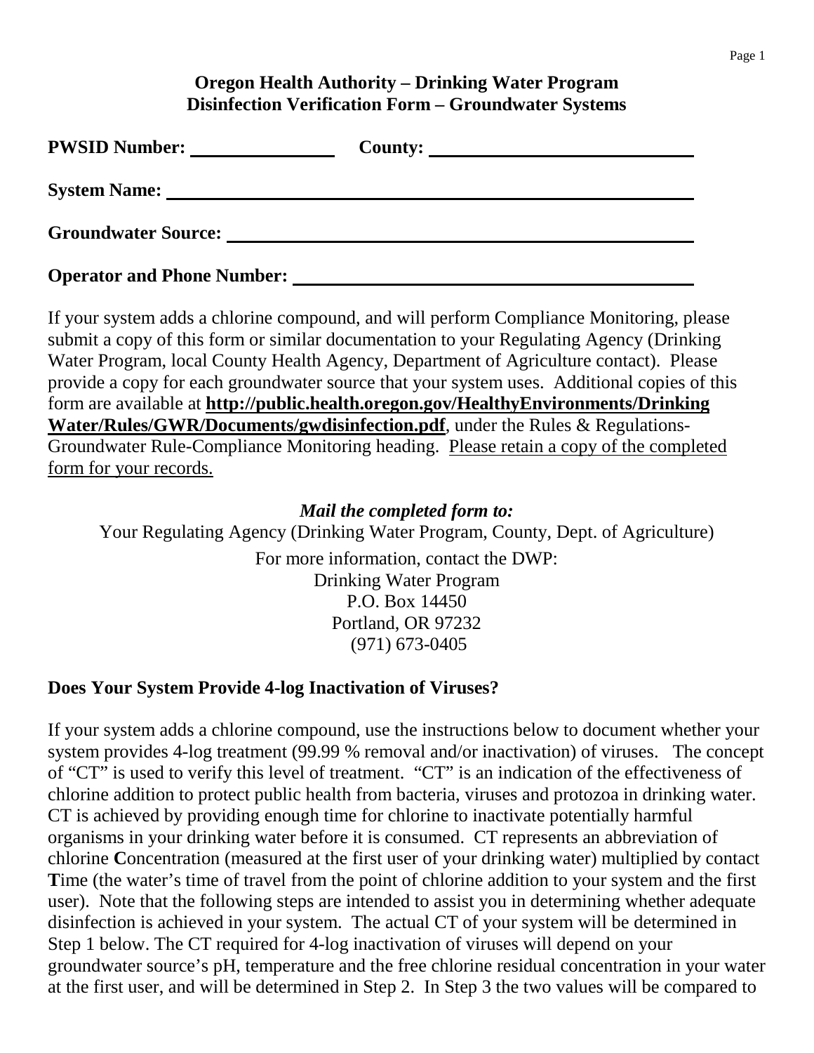## Oregon Health Authority – Drinking Water Program
## Disinfection Verification Form – Groundwater Systems

**PWSID Number:** ______________ **County:** ____________________________

**System Name:** ______________________________________________________

**Groundwater Source:** ________________________________________________

**Operator and Phone Number:** _________________________________________

If your system adds a chlorine compound, and will perform Compliance Monitoring, please submit a copy of this form or similar documentation to your Regulating Agency (Drinking Water Program, local County Health Agency, Department of Agriculture contact). Please provide a copy for each groundwater source that your system uses. Additional copies of this form are available at **http://public.health.oregon.gov/HealthyEnvironments/DrinkingWater/Rules/GWR/Documents/gwdisinfection.pdf**, under the Rules & Regulations-Groundwater Rule-Compliance Monitoring heading. Please retain a copy of the completed form for your records.

***Mail the completed form to:***

Your Regulating Agency (Drinking Water Program, County, Dept. of Agriculture)

For more information, contact the DWP:
Drinking Water Program
P.O. Box 14450
Portland, OR 97232
(971) 673-0405

### Does Your System Provide 4-log Inactivation of Viruses?

If your system adds a chlorine compound, use the instructions below to document whether your system provides 4-log treatment (99.99 % removal and/or inactivation) of viruses. The concept of "CT" is used to verify this level of treatment. "CT" is an indication of the effectiveness of chlorine addition to protect public health from bacteria, viruses and protozoa in drinking water. CT is achieved by providing enough time for chlorine to inactivate potentially harmful organisms in your drinking water before it is consumed. CT represents an abbreviation of chlorine **C**oncentration (measured at the first user of your drinking water) multiplied by contact **T**ime (the water's time of travel from the point of chlorine addition to your system and the first user). Note that the following steps are intended to assist you in determining whether adequate disinfection is achieved in your system. The actual CT of your system will be determined in Step 1 below. The CT required for 4-log inactivation of viruses will depend on your groundwater source's pH, temperature and the free chlorine residual concentration in your water at the first user, and will be determined in Step 2. In Step 3 the two values will be compared to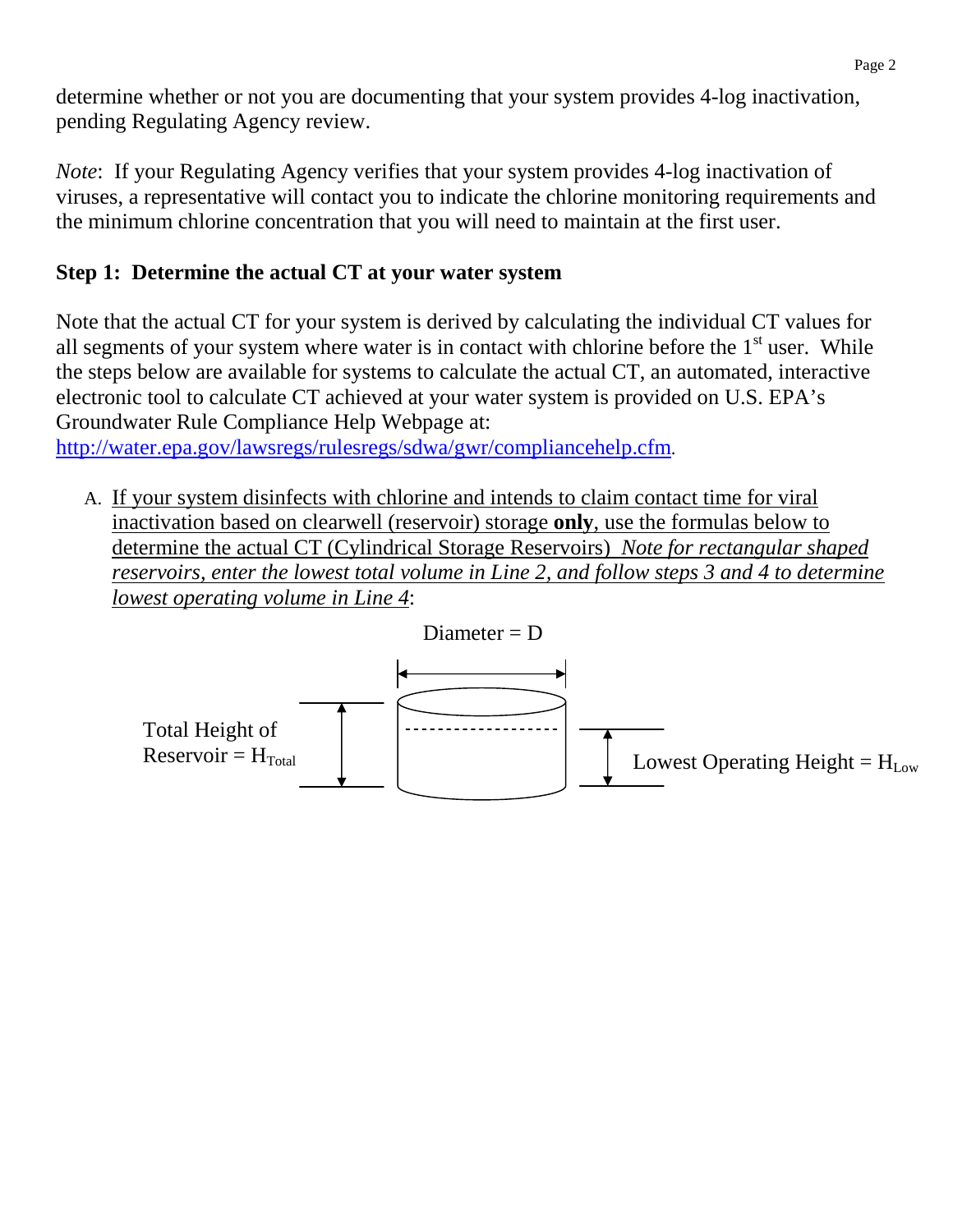determine whether or not you are documenting that your system provides 4-log inactivation, pending Regulating Agency review.

*Note*: If your Regulating Agency verifies that your system provides 4-log inactivation of viruses, a representative will contact you to indicate the chlorine monitoring requirements and the minimum chlorine concentration that you will need to maintain at the first user.

**Step 1: Determine the actual CT at your water system**

Note that the actual CT for your system is derived by calculating the individual CT values for all segments of your system where water is in contact with chlorine before the 1st user. While the steps below are available for systems to calculate the actual CT, an automated, interactive electronic tool to calculate CT achieved at your water system is provided on U.S. EPA's Groundwater Rule Compliance Help Webpage at: http://water.epa.gov/lawsregs/rulesregs/sdwa/gwr/compliancehelp.cfm.

A. If your system disinfects with chlorine and intends to claim contact time for viral inactivation based on clearwell (reservoir) storage **only**, use the formulas below to determine the actual CT (Cylindrical Storage Reservoirs) *Note for rectangular shaped reservoirs, enter the lowest total volume in Line 2, and follow steps 3 and 4 to determine lowest operating volume in Line 4*:

Diameter = D

Total Height of Reservoir = $H_{Total}$

Lowest Operating Height = $H_{Low}$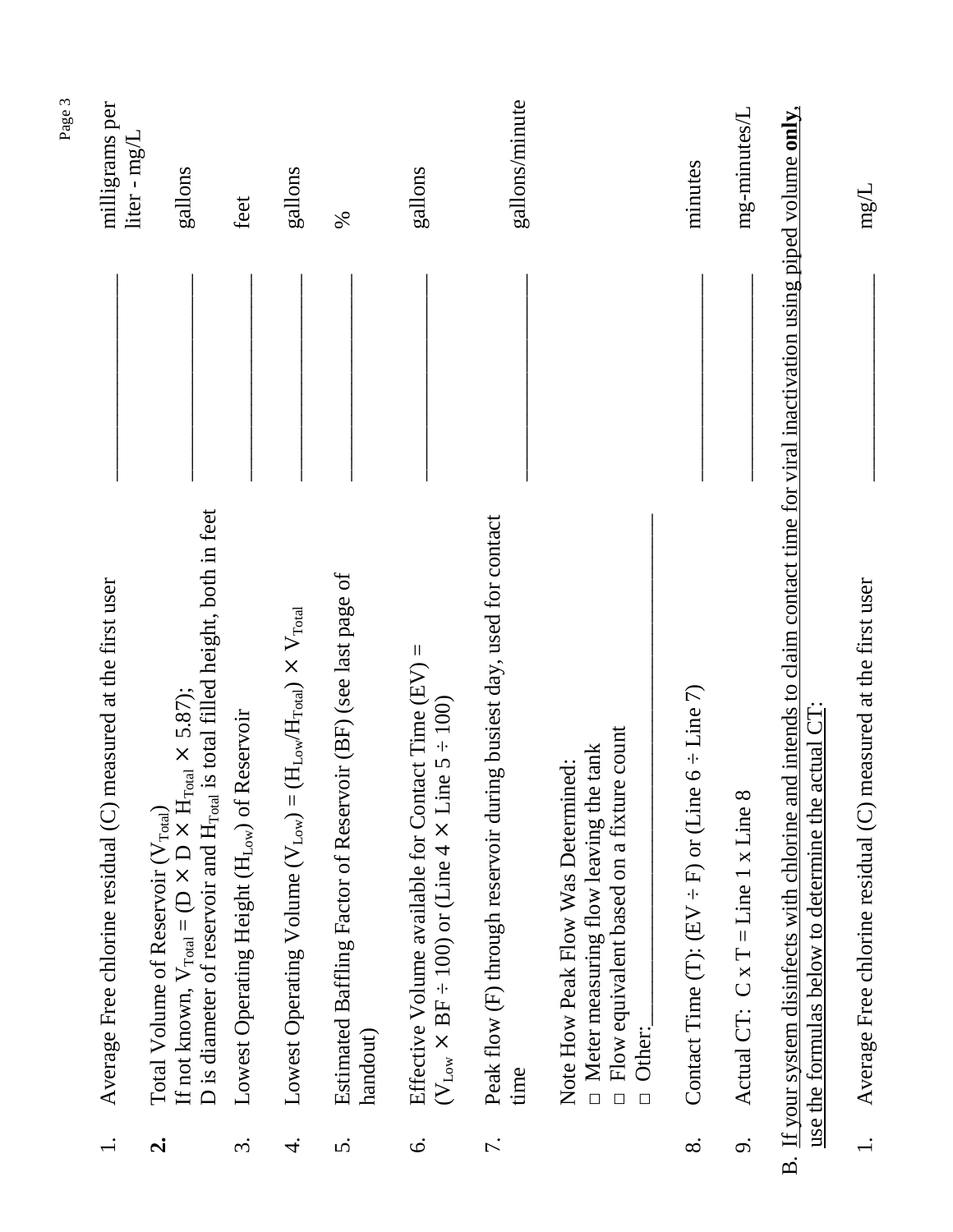| | | | |
|---|---|---|---|
| 1. | Average Free chlorine residual (C) measured at the first user | \_\_\_\_\_\_\_\_\_\_\_\_ | milligrams per liter - mg/L |
| **2.** | Total Volume of Reservoir ($V_{Total}$)<br>If not known, $V_{Total} = (D \times D \times H_{Total} \times 5.87)$;<br>D is diameter of reservoir and $H_{Total}$ is total filled height, both in feet | \_\_\_\_\_\_\_\_\_\_\_\_ | gallons |
| 3. | Lowest Operating Height ($H_{Low}$) of Reservoir | \_\_\_\_\_\_\_\_\_\_\_\_ | feet |
| 4. | Lowest Operating Volume ($V_{Low}$) = ($H_{Low}/H_{Total}$) $\times$ $V_{Total}$ | \_\_\_\_\_\_\_\_\_\_\_\_ | gallons |
| 5. | Estimated Baffling Factor of Reservoir (BF) (see last page of handout) | \_\_\_\_\_\_\_\_\_\_\_\_ | % |
| 6. | Effective Volume available for Contact Time (EV) =<br>($V_{Low} \times$ BF $\div$ 100) or (Line 4 $\times$ Line 5 $\div$ 100) | \_\_\_\_\_\_\_\_\_\_\_\_ | gallons |
| 7. | Peak flow (F) through reservoir during busiest day, used for contact time<br><br>Note How Peak Flow Was Determined:<br>□ Meter measuring flow leaving the tank<br>□ Flow equivalent based on a fixture count<br>□ Other:\_\_\_\_\_\_\_\_\_\_\_\_\_\_\_\_\_\_\_\_\_\_\_\_\_\_\_\_ | \_\_\_\_\_\_\_\_\_\_\_\_ | gallons/minute |
| 8. | Contact Time (T): (EV $\div$ F) or (Line 6 $\div$ Line 7) | \_\_\_\_\_\_\_\_\_\_\_\_ | minutes |
| 9. | Actual CT: C x T = Line 1 x Line 8 | \_\_\_\_\_\_\_\_\_\_\_\_ | mg-minutes/L |

B. <u>If your system disinfects with chlorine and intends to claim contact time for viral inactivation using piped volume **only**, use the formulas below to determine the actual CT:</u>

| | | | |
|---|---|---|---|
| 1. | Average Free chlorine residual (C) measured at the first user | \_\_\_\_\_\_\_\_\_\_\_\_ | mg/L |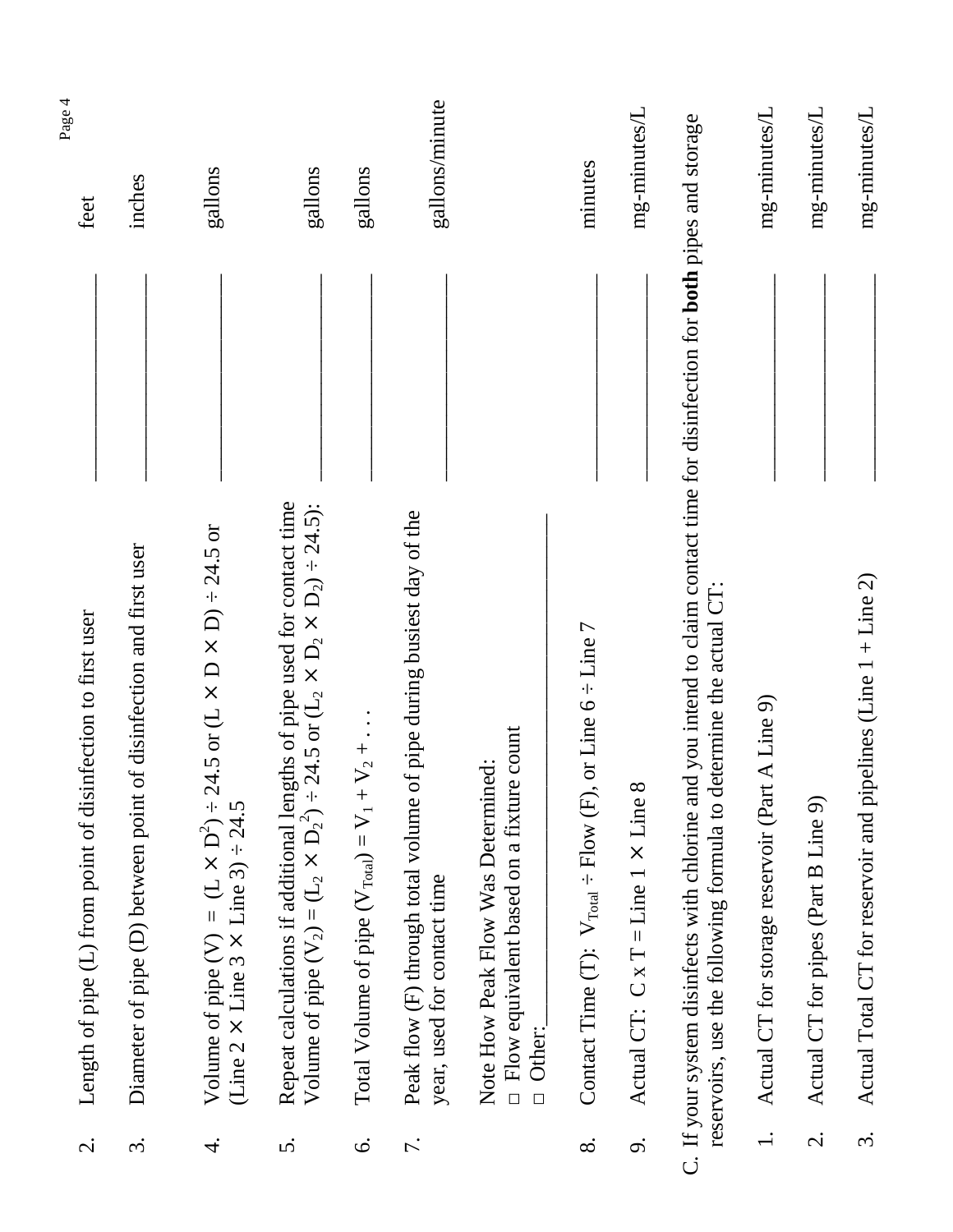2. Length of pipe (L) from point of disinfection to first user \_\_\_\_\_\_\_\_\_\_\_\_\_\_\_\_\_\_\_\_ feet

3. Diameter of pipe (D) between point of disinfection and first user \_\_\_\_\_\_\_\_\_\_\_\_\_\_\_\_\_\_\_\_ inches

4. Volume of pipe (V) = $(L \times D^2) \div 24.5$ or $(L \times D \times D) \div 24.5$ or (Line 2 × Line 3 × Line 3) ÷ 24.5 \_\_\_\_\_\_\_\_\_\_\_\_\_\_\_\_\_\_\_\_ gallons

5. Repeat calculations if additional lengths of pipe used for contact time Volume of pipe ($V_2$) = $(L_2 \times D_2^2) \div 24.5$ or $(L_2 \times D_2 \times D_2) \div 24.5$): \_\_\_\_\_\_\_\_\_\_\_\_\_\_\_\_\_\_\_\_ gallons

6. Total Volume of pipe ($V_{Total}$) = $V_1 + V_2 + \ldots$ \_\_\_\_\_\_\_\_\_\_\_\_\_\_\_\_\_\_\_\_ gallons

7. Peak flow (F) through total volume of pipe during busiest day of the year, used for contact time \_\_\_\_\_\_\_\_\_\_\_\_\_\_\_\_\_\_\_\_ gallons/minute

   Note How Peak Flow Was Determined:
   - □ Flow equivalent based on a fixture count
   - □ Other:\_\_\_\_\_\_\_\_\_\_\_\_\_\_\_\_\_\_\_\_\_\_\_\_\_\_\_\_\_\_\_\_\_\_

8. Contact Time (T): $V_{Total} \div$ Flow (F), or Line 6 ÷ Line 7 \_\_\_\_\_\_\_\_\_\_\_\_\_\_\_\_\_\_\_\_ minutes

9. Actual CT: C x T = Line 1 × Line 8 \_\_\_\_\_\_\_\_\_\_\_\_\_\_\_\_\_\_\_\_ mg-minutes/L

C. If your system disinfects with chlorine and you intend to claim contact time for disinfection for **both** pipes and storage reservoirs, use the following formula to determine the actual CT:

1. Actual CT for storage reservoir (Part A Line 9) \_\_\_\_\_\_\_\_\_\_\_\_\_\_\_\_\_\_\_\_ mg-minutes/L

2. Actual CT for pipes (Part B Line 9) \_\_\_\_\_\_\_\_\_\_\_\_\_\_\_\_\_\_\_\_ mg-minutes/L

3. Actual Total CT for reservoir and pipelines (Line 1 + Line 2) \_\_\_\_\_\_\_\_\_\_\_\_\_\_\_\_\_\_\_\_ mg-minutes/L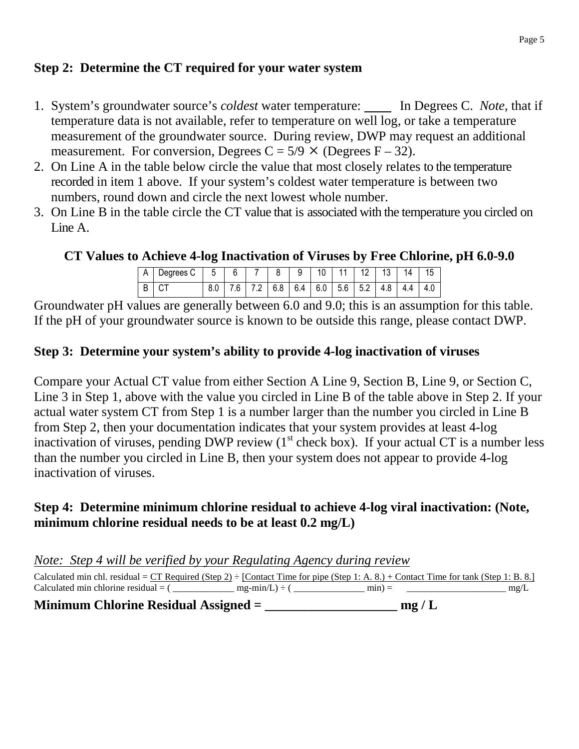### Step 2: Determine the CT required for your water system

1. System's groundwater source's *coldest* water temperature: ____ In Degrees C. *Note*, that if temperature data is not available, refer to temperature on well log, or take a temperature measurement of the groundwater source. During review, DWP may request an additional measurement. For conversion, Degrees C = 5/9 × (Degrees F – 32).
2. On Line A in the table below circle the value that most closely relates to the temperature recorded in item 1 above. If your system's coldest water temperature is between two numbers, round down and circle the next lowest whole number.
3. On Line B in the table circle the CT value that is associated with the temperature you circled on Line A.

**CT Values to Achieve 4-log Inactivation of Viruses by Free Chlorine, pH 6.0-9.0**

| A | Degrees C | 5 | 6 | 7 | 8 | 9 | 10 | 11 | 12 | 13 | 14 | 15 |
|---|---|---|---|---|---|---|---|---|---|---|---|---|
| B | CT | 8.0 | 7.6 | 7.2 | 6.8 | 6.4 | 6.0 | 5.6 | 5.2 | 4.8 | 4.4 | 4.0 |

Groundwater pH values are generally between 6.0 and 9.0; this is an assumption for this table. If the pH of your groundwater source is known to be outside this range, please contact DWP.

### Step 3: Determine your system's ability to provide 4-log inactivation of viruses

Compare your Actual CT value from either Section A Line 9, Section B, Line 9, or Section C, Line 3 in Step 1, above with the value you circled in Line B of the table above in Step 2. If your actual water system CT from Step 1 is a number larger than the number you circled in Line B from Step 2, then your documentation indicates that your system provides at least 4-log inactivation of viruses, pending DWP review (1st check box). If your actual CT is a number less than the number you circled in Line B, then your system does not appear to provide 4-log inactivation of viruses.

### Step 4: Determine minimum chlorine residual to achieve 4-log viral inactivation: (Note, minimum chlorine residual needs to be at least 0.2 mg/L)

*Note: Step 4 will be verified by your Regulating Agency during review*

Calculated min chl. residual = CT Required (Step 2) ÷ [Contact Time for pipe (Step 1: A. 8.) + Contact Time for tank (Step 1: B. 8.]
Calculated min chlorine residual = ( _____________ mg-min/L) ÷ ( _______________ min) = _____________________ mg/L

**Minimum Chlorine Residual Assigned = ____________________ mg / L**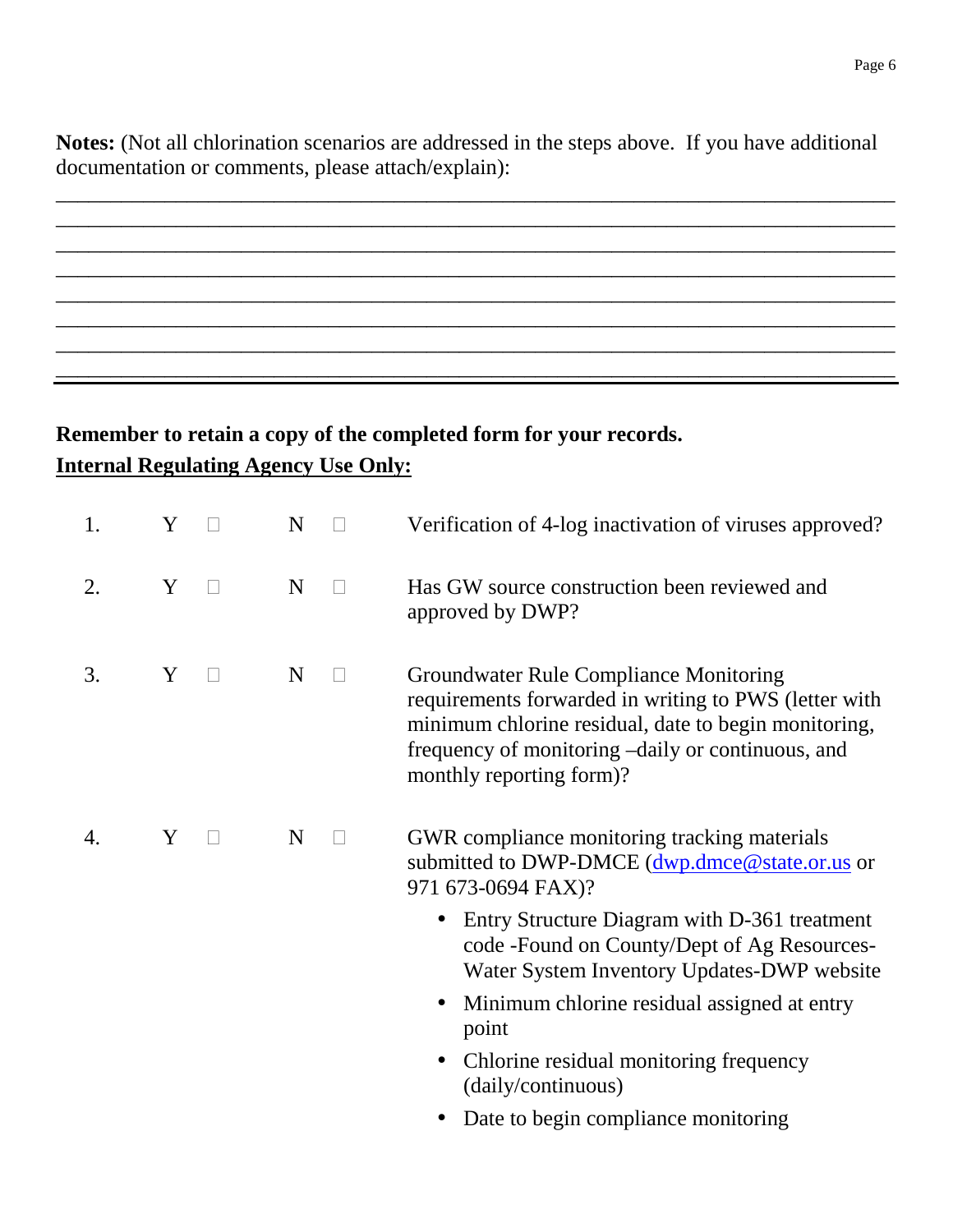**Notes:** (Not all chlorination scenarios are addressed in the steps above. If you have additional documentation or comments, please attach/explain):

________________________________________________________________________________
________________________________________________________________________________
________________________________________________________________________________
________________________________________________________________________________
________________________________________________________________________________
________________________________________________________________________________
________________________________________________________________________________
________________________________________________________________________________

---

**Remember to retain a copy of the completed form for your records.**

**<u>Internal Regulating Agency Use Only:</u>**

1. Y ☐ N ☐ Verification of 4-log inactivation of viruses approved?

2. Y ☐ N ☐ Has GW source construction been reviewed and approved by DWP?

3. Y ☐ N ☐ Groundwater Rule Compliance Monitoring requirements forwarded in writing to PWS (letter with minimum chlorine residual, date to begin monitoring, frequency of monitoring –daily or continuous, and monthly reporting form)?

4. Y ☐ N ☐ GWR compliance monitoring tracking materials submitted to DWP-DMCE (dwp.dmce@state.or.us or 971 673-0694 FAX)?
   - Entry Structure Diagram with D-361 treatment code -Found on County/Dept of Ag Resources-Water System Inventory Updates-DWP website
   - Minimum chlorine residual assigned at entry point
   - Chlorine residual monitoring frequency (daily/continuous)
   - Date to begin compliance monitoring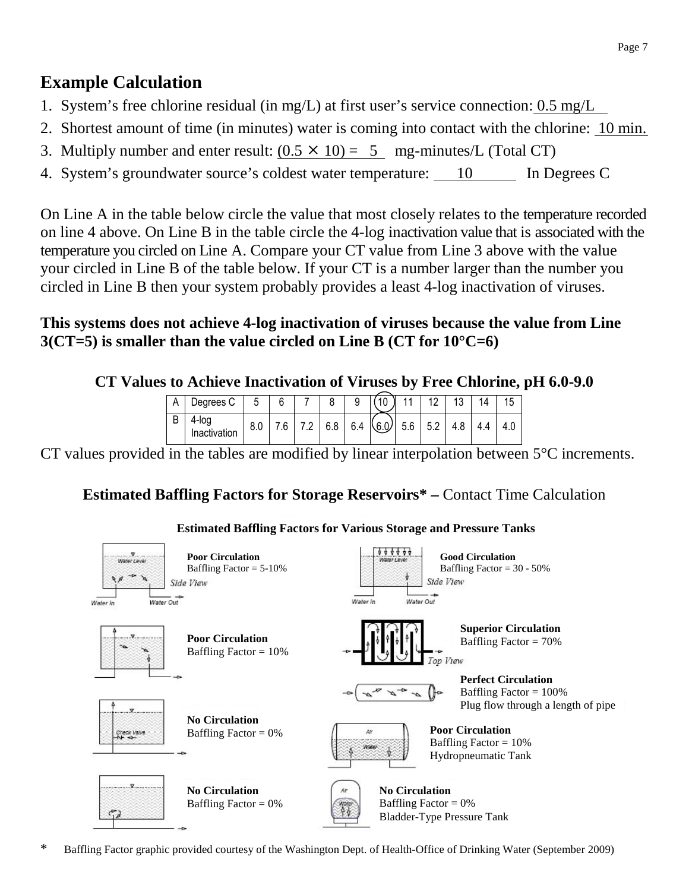## Example Calculation

1. System's free chlorine residual (in mg/L) at first user's service connection: 0.5 mg/L
2. Shortest amount of time (in minutes) water is coming into contact with the chlorine: 10 min.
3. Multiply number and enter result: $(0.5 \times 10) = 5$ mg-minutes/L (Total CT)
4. System's groundwater source's coldest water temperature: 10 In Degrees C

On Line A in the table below circle the value that most closely relates to the temperature recorded on line 4 above. On Line B in the table circle the 4-log inactivation value that is associated with the temperature you circled on Line A. Compare your CT value from Line 3 above with the value your circled in Line B of the table below. If your CT is a number larger than the number you circled in Line B then your system probably provides a least 4-log inactivation of viruses.

**This systems does not achieve 4-log inactivation of viruses because the value from Line 3(CT=5) is smaller than the value circled on Line B (CT for 10°C=6)**

**CT Values to Achieve Inactivation of Viruses by Free Chlorine, pH 6.0-9.0**

| | | | | | | | | | | | | |
|---|---|---|---|---|---|---|---|---|---|---|---|---|
| A | Degrees C | 5 | 6 | 7 | 8 | 9 | 10 | 11 | 12 | 13 | 14 | 15 |
| B | 4-log Inactivation | 8.0 | 7.6 | 7.2 | 6.8 | 6.4 | 6.0 | 5.6 | 5.2 | 4.8 | 4.4 | 4.0 |

CT values provided in the tables are modified by linear interpolation between 5°C increments.

**Estimated Baffling Factors for Storage Reservoirs\* –** Contact Time Calculation

**Estimated Baffling Factors for Various Storage and Pressure Tanks**

Water Level
Side View
Water In
Water Out
**Poor Circulation**
Baffling Factor = 5-10%

Water Level
Side View
Water In
Water Out
**Good Circulation**
Baffling Factor = 30 - 50%

**Poor Circulation**
Baffling Factor = 10%

Top View
**Superior Circulation**
Baffling Factor = 70%

**Perfect Circulation**
Baffling Factor = 100%
Plug flow through a length of pipe

Check Valve
**No Circulation**
Baffling Factor = 0%

Air
Water
**Poor Circulation**
Baffling Factor = 10%
Hydropneumatic Tank

**No Circulation**
Baffling Factor = 0%

Air
Water
**No Circulation**
Baffling Factor = 0%
Bladder-Type Pressure Tank

\* Baffling Factor graphic provided courtesy of the Washington Dept. of Health-Office of Drinking Water (September 2009)